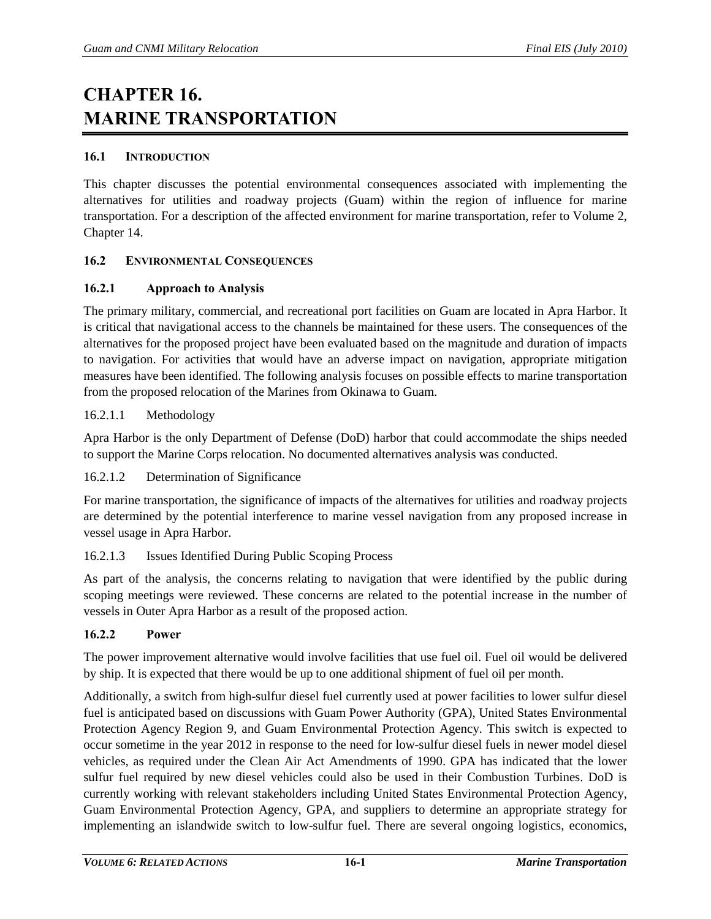# CHAPTER 16.
# MARINE TRANSPORTATION

## 16.1 INTRODUCTION

This chapter discusses the potential environmental consequences associated with implementing the alternatives for utilities and roadway projects (Guam) within the region of influence for marine transportation. For a description of the affected environment for marine transportation, refer to Volume 2, Chapter 14.

## 16.2 ENVIRONMENTAL CONSEQUENCES

### 16.2.1 Approach to Analysis

The primary military, commercial, and recreational port facilities on Guam are located in Apra Harbor. It is critical that navigational access to the channels be maintained for these users. The consequences of the alternatives for the proposed project have been evaluated based on the magnitude and duration of impacts to navigation. For activities that would have an adverse impact on navigation, appropriate mitigation measures have been identified. The following analysis focuses on possible effects to marine transportation from the proposed relocation of the Marines from Okinawa to Guam.

#### 16.2.1.1 Methodology

Apra Harbor is the only Department of Defense (DoD) harbor that could accommodate the ships needed to support the Marine Corps relocation. No documented alternatives analysis was conducted.

#### 16.2.1.2 Determination of Significance

For marine transportation, the significance of impacts of the alternatives for utilities and roadway projects are determined by the potential interference to marine vessel navigation from any proposed increase in vessel usage in Apra Harbor.

#### 16.2.1.3 Issues Identified During Public Scoping Process

As part of the analysis, the concerns relating to navigation that were identified by the public during scoping meetings were reviewed. These concerns are related to the potential increase in the number of vessels in Outer Apra Harbor as a result of the proposed action.

### 16.2.2 Power

The power improvement alternative would involve facilities that use fuel oil. Fuel oil would be delivered by ship. It is expected that there would be up to one additional shipment of fuel oil per month.

Additionally, a switch from high-sulfur diesel fuel currently used at power facilities to lower sulfur diesel fuel is anticipated based on discussions with Guam Power Authority (GPA), United States Environmental Protection Agency Region 9, and Guam Environmental Protection Agency. This switch is expected to occur sometime in the year 2012 in response to the need for low-sulfur diesel fuels in newer model diesel vehicles, as required under the Clean Air Act Amendments of 1990. GPA has indicated that the lower sulfur fuel required by new diesel vehicles could also be used in their Combustion Turbines. DoD is currently working with relevant stakeholders including United States Environmental Protection Agency, Guam Environmental Protection Agency, GPA, and suppliers to determine an appropriate strategy for implementing an islandwide switch to low-sulfur fuel. There are several ongoing logistics, economics,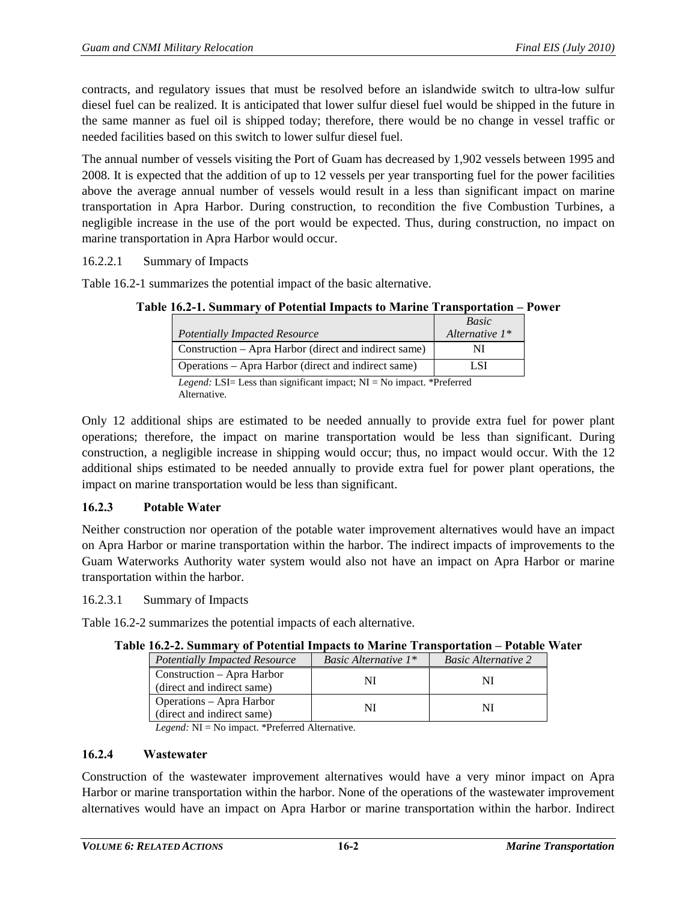contracts, and regulatory issues that must be resolved before an islandwide switch to ultra-low sulfur diesel fuel can be realized. It is anticipated that lower sulfur diesel fuel would be shipped in the future in the same manner as fuel oil is shipped today; therefore, there would be no change in vessel traffic or needed facilities based on this switch to lower sulfur diesel fuel.

The annual number of vessels visiting the Port of Guam has decreased by 1,902 vessels between 1995 and 2008. It is expected that the addition of up to 12 vessels per year transporting fuel for the power facilities above the average annual number of vessels would result in a less than significant impact on marine transportation in Apra Harbor. During construction, to recondition the five Combustion Turbines, a negligible increase in the use of the port would be expected. Thus, during construction, no impact on marine transportation in Apra Harbor would occur.

16.2.2.1 Summary of Impacts

Table 16.2-1 summarizes the potential impact of the basic alternative.

**Table 16.2-1. Summary of Potential Impacts to Marine Transportation – Power**

| *Potentially Impacted Resource* | *Basic Alternative 1\** |
|---|---|
| Construction – Apra Harbor (direct and indirect same) | NI |
| Operations – Apra Harbor (direct and indirect same) | LSI |

*Legend:* LSI= Less than significant impact; NI = No impact. *Preferred Alternative.

Only 12 additional ships are estimated to be needed annually to provide extra fuel for power plant operations; therefore, the impact on marine transportation would be less than significant. During construction, a negligible increase in shipping would occur; thus, no impact would occur. With the 12 additional ships estimated to be needed annually to provide extra fuel for power plant operations, the impact on marine transportation would be less than significant.

### 16.2.3 Potable Water

Neither construction nor operation of the potable water improvement alternatives would have an impact on Apra Harbor or marine transportation within the harbor. The indirect impacts of improvements to the Guam Waterworks Authority water system would also not have an impact on Apra Harbor or marine transportation within the harbor.

16.2.3.1 Summary of Impacts

Table 16.2-2 summarizes the potential impacts of each alternative.

**Table 16.2-2. Summary of Potential Impacts to Marine Transportation – Potable Water**

| *Potentially Impacted Resource* | *Basic Alternative 1\** | *Basic Alternative 2* |
|---|---|---|
| Construction – Apra Harbor (direct and indirect same) | NI | NI |
| Operations – Apra Harbor (direct and indirect same) | NI | NI |

*Legend:* NI = No impact. *Preferred Alternative.

### 16.2.4 Wastewater

Construction of the wastewater improvement alternatives would have a very minor impact on Apra Harbor or marine transportation within the harbor. None of the operations of the wastewater improvement alternatives would have an impact on Apra Harbor or marine transportation within the harbor. Indirect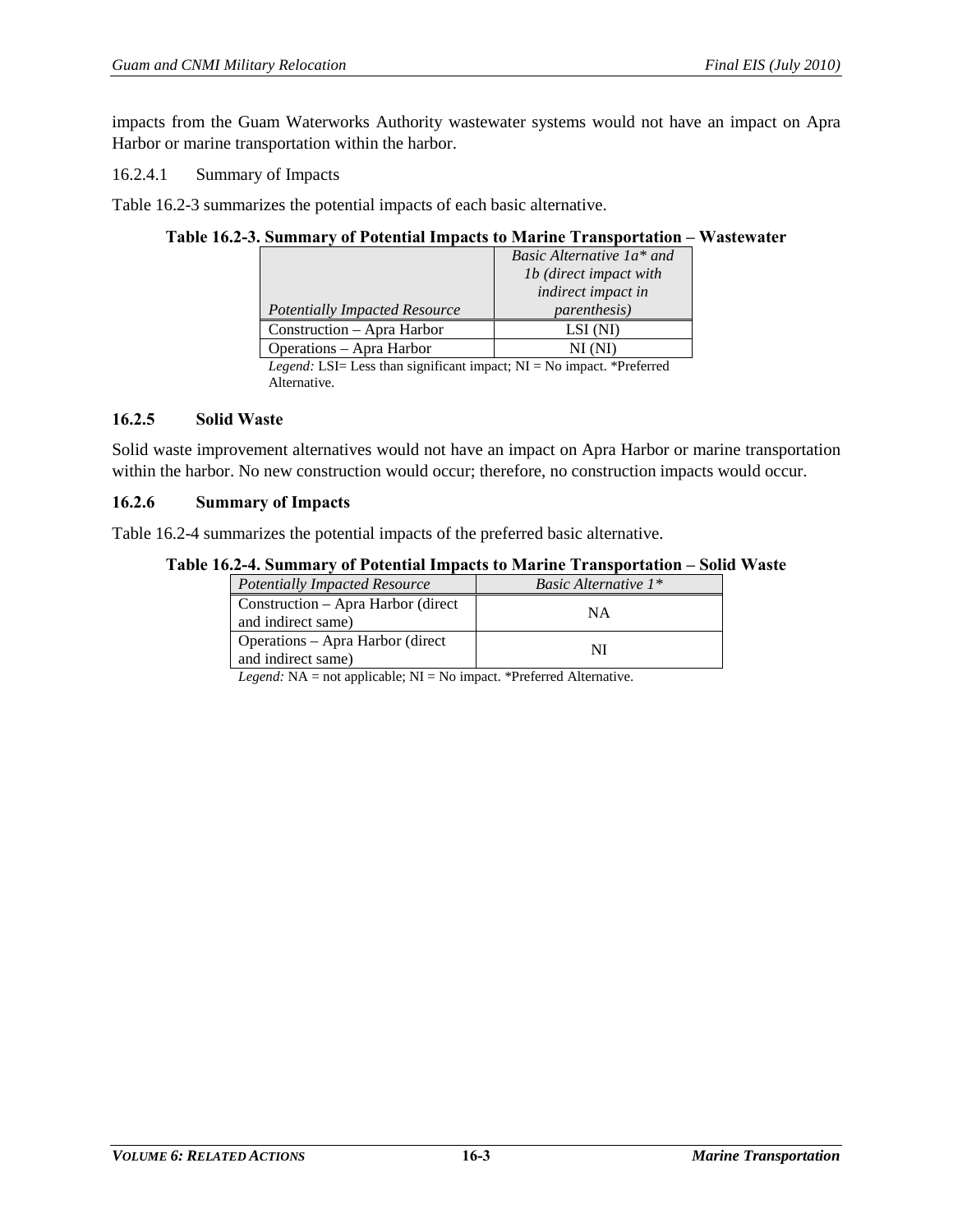impacts from the Guam Waterworks Authority wastewater systems would not have an impact on Apra Harbor or marine transportation within the harbor.

#### 16.2.4.1 Summary of Impacts

Table 16.2-3 summarizes the potential impacts of each basic alternative.

**Table 16.2-3. Summary of Potential Impacts to Marine Transportation – Wastewater**

| *Potentially Impacted Resource* | *Basic Alternative 1a\* and 1b (direct impact with indirect impact in parenthesis)* |
|---|---|
| Construction – Apra Harbor | LSI (NI) |
| Operations – Apra Harbor | NI (NI) |

*Legend:* LSI= Less than significant impact; NI = No impact. *Preferred Alternative.

### 16.2.5 Solid Waste

Solid waste improvement alternatives would not have an impact on Apra Harbor or marine transportation within the harbor. No new construction would occur; therefore, no construction impacts would occur.

### 16.2.6 Summary of Impacts

Table 16.2-4 summarizes the potential impacts of the preferred basic alternative.

**Table 16.2-4. Summary of Potential Impacts to Marine Transportation – Solid Waste**

| *Potentially Impacted Resource* | *Basic Alternative 1\** |
|---|---|
| Construction – Apra Harbor (direct and indirect same) | NA |
| Operations – Apra Harbor (direct and indirect same) | NI |

*Legend:* NA = not applicable; NI = No impact. *Preferred Alternative.